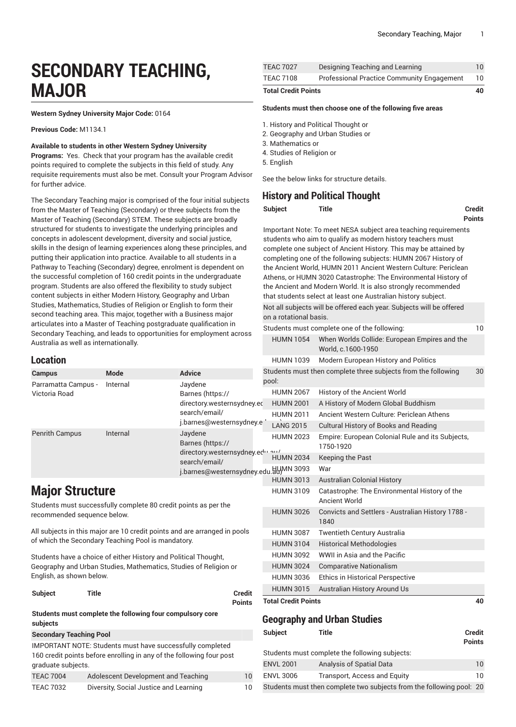# SECONDARY TEACHING, MAJOR

**Western Sydney University Major Code:** 0164

**Previous Code:** M1134.1

**Available to students in other Western Sydney University Programs:** Yes. Check that your program has the available credit points required to complete the subjects in this field of study. Any requisite requirements must also be met. Consult your Program Advisor for further advice.

The Secondary Teaching major is comprised of the four initial subjects from the Master of Teaching (Secondary) or three subjects from the Master of Teaching (Secondary) STEM. These subjects are broadly structured for students to investigate the underlying principles and concepts in adolescent development, diversity and social justice, skills in the design of learning experiences along these principles, and putting their application into practice. Available to all students in a Pathway to Teaching (Secondary) degree, enrolment is dependent on the successful completion of 160 credit points in the undergraduate program. Students are also offered the flexibility to study subject content subjects in either Modern History, Geography and Urban Studies, Mathematics, Studies of Religion or English to form their second teaching area. This major, together with a Business major articulates into a Master of Teaching postgraduate qualification in Secondary Teaching, and leads to opportunities for employment across Australia as well as internationally.

## Location

| Campus | Mode | Advice |
|---|---|---|
| Parramatta Campus - Victoria Road | Internal | Jaydene Barnes (https://directory.westernsydney.edu.au/search/email/j.barnes@westernsydney.edu.au) |
| Penrith Campus | Internal | Jaydene Barnes (https://directory.westernsydney.edu.au/search/email/j.barnes@westernsydney.edu.au) |

# Major Structure

Students must successfully complete 80 credit points as per the recommended sequence below.

All subjects in this major are 10 credit points and are arranged in pools of which the Secondary Teaching Pool is mandatory.

Students have a choice of either History and Political Thought, Geography and Urban Studies, Mathematics, Studies of Religion or English, as shown below.

| Subject | Title | Credit Points |
|---|---|---|
| **Students must complete the following four compulsory core subjects** | | |
| **Secondary Teaching Pool** | | |
| IMPORTANT NOTE: Students must have successfully completed 160 credit points before enrolling in any of the following four post graduate subjects. | | |
| TEAC 7004 | Adolescent Development and Teaching | 10 |
| TEAC 7032 | Diversity, Social Justice and Learning | 10 |
| TEAC 7027 | Designing Teaching and Learning | 10 |
| TEAC 7108 | Professional Practice Community Engagement | 10 |
| **Total Credit Points** | | **40** |

**Students must then choose one of the following five areas**

1. History and Political Thought or
2. Geography and Urban Studies or
3. Mathematics or
4. Studies of Religion or
5. English

See the below links for structure details.

## History and Political Thought

| Subject | Title | Credit Points |
|---|---|---|
| Important Note: To meet NESA subject area teaching requirements students who aim to qualify as modern history teachers must complete one subject of Ancient History. This may be attained by completing one of the following subjects: HUMN 2067 History of the Ancient World, HUMN 2011 Ancient Western Culture: Periclean Athens, or HUMN 3020 Catastrophe: The Environmental History of the Ancient and Modern World. It is also strongly recommended that students select at least one Australian history subject. | | |
| Not all subjects will be offered each year. Subjects will be offered on a rotational basis. | | |
| Students must complete one of the following: | | 10 |
| HUMN 1054 | When Worlds Collide: European Empires and the World, c.1600-1950 | |
| HUMN 1039 | Modern European History and Politics | |
| Students must then complete three subjects from the following pool: | | 30 |
| HUMN 2067 | History of the Ancient World | |
| HUMN 2001 | A History of Modern Global Buddhism | |
| HUMN 2011 | Ancient Western Culture: Periclean Athens | |
| LANG 2015 | Cultural History of Books and Reading | |
| HUMN 2023 | Empire: European Colonial Rule and its Subjects, 1750-1920 | |
| HUMN 2034 | Keeping the Past | |
| HUMN 3093 | War | |
| HUMN 3013 | Australian Colonial History | |
| HUMN 3109 | Catastrophe: The Environmental History of the Ancient World | |
| HUMN 3026 | Convicts and Settlers - Australian History 1788 - 1840 | |
| HUMN 3087 | Twentieth Century Australia | |
| HUMN 3104 | Historical Methodologies | |
| HUMN 3092 | WWII in Asia and the Pacific | |
| HUMN 3024 | Comparative Nationalism | |
| HUMN 3036 | Ethics in Historical Perspective | |
| HUMN 3015 | Australian History Around Us | |
| **Total Credit Points** | | **40** |

## Geography and Urban Studies

| Subject | Title | Credit Points |
|---|---|---|
| Students must complete the following subjects: | | |
| ENVL 2001 | Analysis of Spatial Data | 10 |
| ENVL 3006 | Transport, Access and Equity | 10 |
| Students must then complete two subjects from the following pool: | | 20 |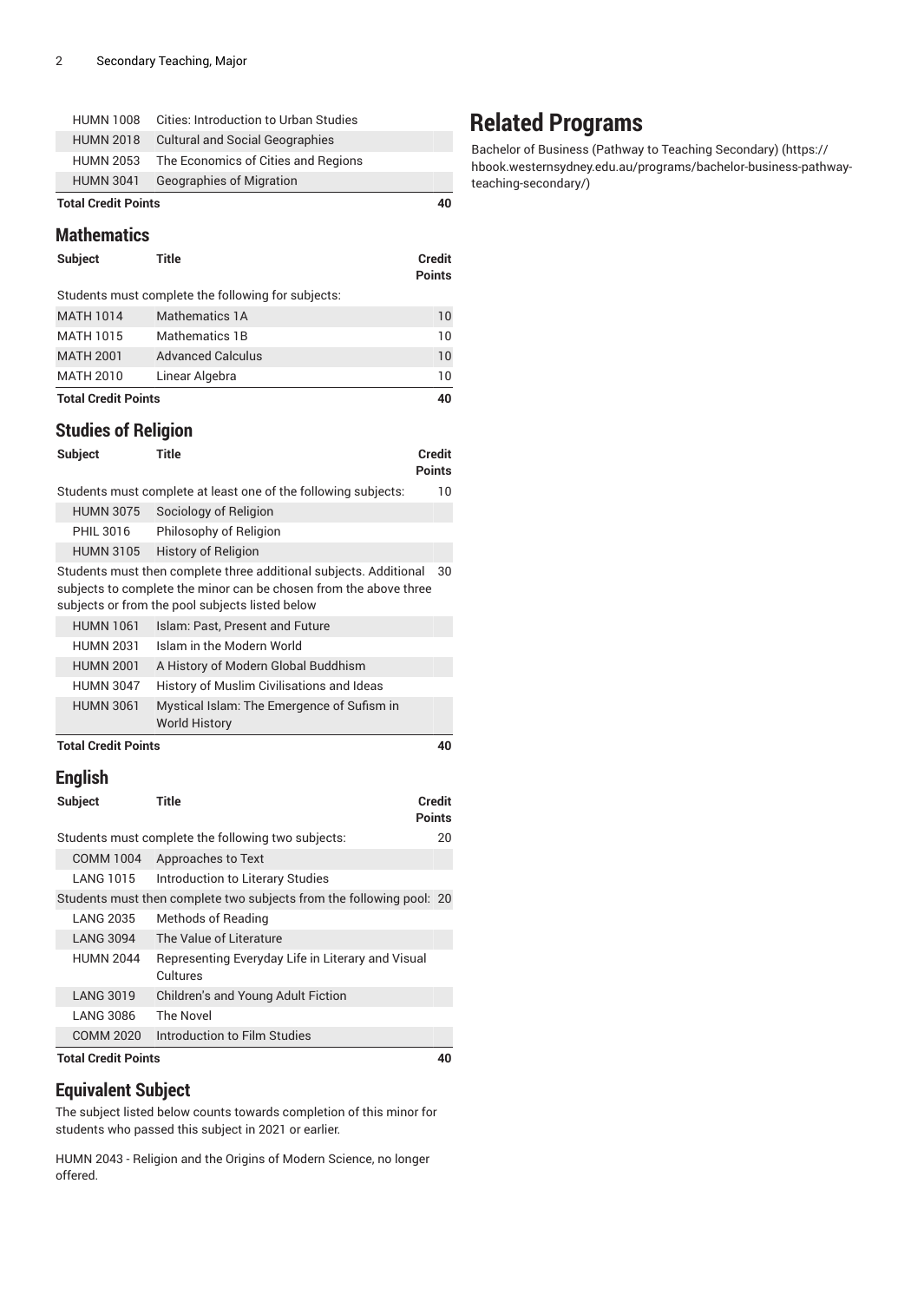| | | |
|---|---|---|
| HUMN 1008 | Cities: Introduction to Urban Studies | |
| HUMN 2018 | Cultural and Social Geographies | |
| HUMN 2053 | The Economics of Cities and Regions | |
| HUMN 3041 | Geographies of Migration | |
| **Total Credit Points** | | **40** |

## Mathematics

| Subject | Title | Credit Points |
|---|---|---|
| Students must complete the following for subjects: | | |
| MATH 1014 | Mathematics 1A | 10 |
| MATH 1015 | Mathematics 1B | 10 |
| MATH 2001 | Advanced Calculus | 10 |
| MATH 2010 | Linear Algebra | 10 |
| **Total Credit Points** | | **40** |

## Studies of Religion

| Subject | Title | Credit Points |
|---|---|---|
| Students must complete at least one of the following subjects: | | 10 |
| HUMN 3075 | Sociology of Religion | |
| PHIL 3016 | Philosophy of Religion | |
| HUMN 3105 | History of Religion | |
| Students must then complete three additional subjects. Additional subjects to complete the minor can be chosen from the above three subjects or from the pool subjects listed below | | 30 |
| HUMN 1061 | Islam: Past, Present and Future | |
| HUMN 2031 | Islam in the Modern World | |
| HUMN 2001 | A History of Modern Global Buddhism | |
| HUMN 3047 | History of Muslim Civilisations and Ideas | |
| HUMN 3061 | Mystical Islam: The Emergence of Sufism in World History | |
| **Total Credit Points** | | **40** |

## English

| Subject | Title | Credit Points |
|---|---|---|
| Students must complete the following two subjects: | | 20 |
| COMM 1004 | Approaches to Text | |
| LANG 1015 | Introduction to Literary Studies | |
| Students must then complete two subjects from the following pool: | | 20 |
| LANG 2035 | Methods of Reading | |
| LANG 3094 | The Value of Literature | |
| HUMN 2044 | Representing Everyday Life in Literary and Visual Cultures | |
| LANG 3019 | Children's and Young Adult Fiction | |
| LANG 3086 | The Novel | |
| COMM 2020 | Introduction to Film Studies | |
| **Total Credit Points** | | **40** |

## Equivalent Subject

The subject listed below counts towards completion of this minor for students who passed this subject in 2021 or earlier.

HUMN 2043 - Religion and the Origins of Modern Science, no longer offered.

# Related Programs

Bachelor of Business (Pathway to Teaching Secondary) (https://hbook.westernsydney.edu.au/programs/bachelor-business-pathway-teaching-secondary/)